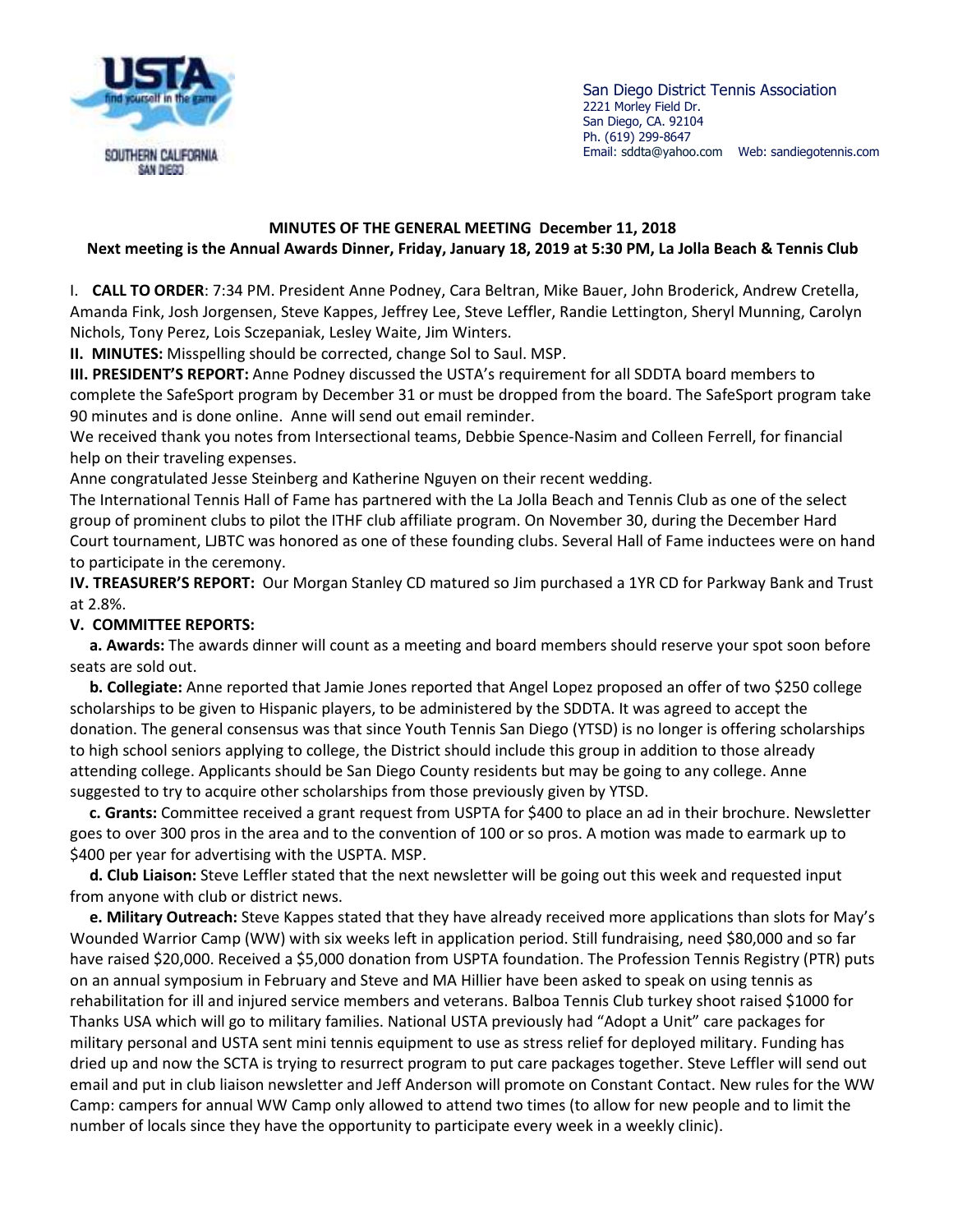San Diego District Tennis Association
2221 Morley Field Dr.
San Diego, CA. 92104
Ph. (619) 299-8647
Email: sddta@yahoo.com Web: sandiegotennis.com

**MINUTES OF THE GENERAL MEETING December 11, 2018**

**Next meeting is the Annual Awards Dinner, Friday, January 18, 2019 at 5:30 PM, La Jolla Beach & Tennis Club**

I. **CALL TO ORDER**: 7:34 PM. President Anne Podney, Cara Beltran, Mike Bauer, John Broderick, Andrew Cretella, Amanda Fink, Josh Jorgensen, Steve Kappes, Jeffrey Lee, Steve Leffler, Randie Lettington, Sheryl Munning, Carolyn Nichols, Tony Perez, Lois Sczepaniak, Lesley Waite, Jim Winters.

**II. MINUTES:** Misspelling should be corrected, change Sol to Saul. MSP.

**III. PRESIDENT'S REPORT:** Anne Podney discussed the USTA's requirement for all SDDTA board members to complete the SafeSport program by December 31 or must be dropped from the board. The SafeSport program take 90 minutes and is done online. Anne will send out email reminder.

We received thank you notes from Intersectional teams, Debbie Spence-Nasim and Colleen Ferrell, for financial help on their traveling expenses.

Anne congratulated Jesse Steinberg and Katherine Nguyen on their recent wedding.

The International Tennis Hall of Fame has partnered with the La Jolla Beach and Tennis Club as one of the select group of prominent clubs to pilot the ITHF club affiliate program. On November 30, during the December Hard Court tournament, LJBTC was honored as one of these founding clubs. Several Hall of Fame inductees were on hand to participate in the ceremony.

**IV. TREASURER'S REPORT:** Our Morgan Stanley CD matured so Jim purchased a 1YR CD for Parkway Bank and Trust at 2.8%.

**V. COMMITTEE REPORTS:**

**a. Awards:** The awards dinner will count as a meeting and board members should reserve your spot soon before seats are sold out.

**b. Collegiate:** Anne reported that Jamie Jones reported that Angel Lopez proposed an offer of two $250 college scholarships to be given to Hispanic players, to be administered by the SDDTA. It was agreed to accept the donation. The general consensus was that since Youth Tennis San Diego (YTSD) is no longer is offering scholarships to high school seniors applying to college, the District should include this group in addition to those already attending college. Applicants should be San Diego County residents but may be going to any college. Anne suggested to try to acquire other scholarships from those previously given by YTSD.

**c. Grants:** Committee received a grant request from USPTA for $400 to place an ad in their brochure. Newsletter goes to over 300 pros in the area and to the convention of 100 or so pros. A motion was made to earmark up to $400 per year for advertising with the USPTA. MSP.

**d. Club Liaison:** Steve Leffler stated that the next newsletter will be going out this week and requested input from anyone with club or district news.

**e. Military Outreach:** Steve Kappes stated that they have already received more applications than slots for May's Wounded Warrior Camp (WW) with six weeks left in application period. Still fundraising, need $80,000 and so far have raised $20,000. Received a $5,000 donation from USPTA foundation. The Profession Tennis Registry (PTR) puts on an annual symposium in February and Steve and MA Hillier have been asked to speak on using tennis as rehabilitation for ill and injured service members and veterans. Balboa Tennis Club turkey shoot raised $1000 for Thanks USA which will go to military families. National USTA previously had "Adopt a Unit" care packages for military personal and USTA sent mini tennis equipment to use as stress relief for deployed military. Funding has dried up and now the SCTA is trying to resurrect program to put care packages together. Steve Leffler will send out email and put in club liaison newsletter and Jeff Anderson will promote on Constant Contact. New rules for the WW Camp: campers for annual WW Camp only allowed to attend two times (to allow for new people and to limit the number of locals since they have the opportunity to participate every week in a weekly clinic).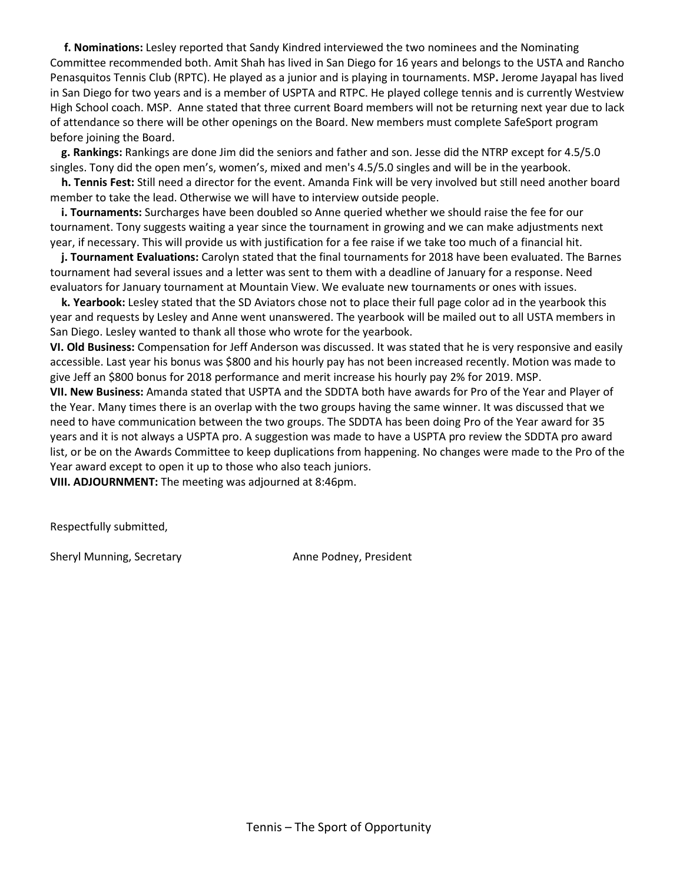**f. Nominations:** Lesley reported that Sandy Kindred interviewed the two nominees and the Nominating Committee recommended both. Amit Shah has lived in San Diego for 16 years and belongs to the USTA and Rancho Penasquitos Tennis Club (RPTC). He played as a junior and is playing in tournaments. MSP**.** Jerome Jayapal has lived in San Diego for two years and is a member of USPTA and RTPC. He played college tennis and is currently Westview High School coach. MSP. Anne stated that three current Board members will not be returning next year due to lack of attendance so there will be other openings on the Board. New members must complete SafeSport program before joining the Board.

**g. Rankings:** Rankings are done Jim did the seniors and father and son. Jesse did the NTRP except for 4.5/5.0 singles. Tony did the open men's, women's, mixed and men's 4.5/5.0 singles and will be in the yearbook.

**h. Tennis Fest:** Still need a director for the event. Amanda Fink will be very involved but still need another board member to take the lead. Otherwise we will have to interview outside people.

**i. Tournaments:** Surcharges have been doubled so Anne queried whether we should raise the fee for our tournament. Tony suggests waiting a year since the tournament in growing and we can make adjustments next year, if necessary. This will provide us with justification for a fee raise if we take too much of a financial hit.

**j. Tournament Evaluations:** Carolyn stated that the final tournaments for 2018 have been evaluated. The Barnes tournament had several issues and a letter was sent to them with a deadline of January for a response. Need evaluators for January tournament at Mountain View. We evaluate new tournaments or ones with issues.

**k. Yearbook:** Lesley stated that the SD Aviators chose not to place their full page color ad in the yearbook this year and requests by Lesley and Anne went unanswered. The yearbook will be mailed out to all USTA members in San Diego. Lesley wanted to thank all those who wrote for the yearbook.

**VI. Old Business:** Compensation for Jeff Anderson was discussed. It was stated that he is very responsive and easily accessible. Last year his bonus was $800 and his hourly pay has not been increased recently. Motion was made to give Jeff an $800 bonus for 2018 performance and merit increase his hourly pay 2% for 2019. MSP.

**VII. New Business:** Amanda stated that USPTA and the SDDTA both have awards for Pro of the Year and Player of the Year. Many times there is an overlap with the two groups having the same winner. It was discussed that we need to have communication between the two groups. The SDDTA has been doing Pro of the Year award for 35 years and it is not always a USPTA pro. A suggestion was made to have a USPTA pro review the SDDTA pro award list, or be on the Awards Committee to keep duplications from happening. No changes were made to the Pro of the Year award except to open it up to those who also teach juniors.

**VIII. ADJOURNMENT:** The meeting was adjourned at 8:46pm.

Respectfully submitted,

Sheryl Munning, Secretary Anne Podney, President

Tennis – The Sport of Opportunity